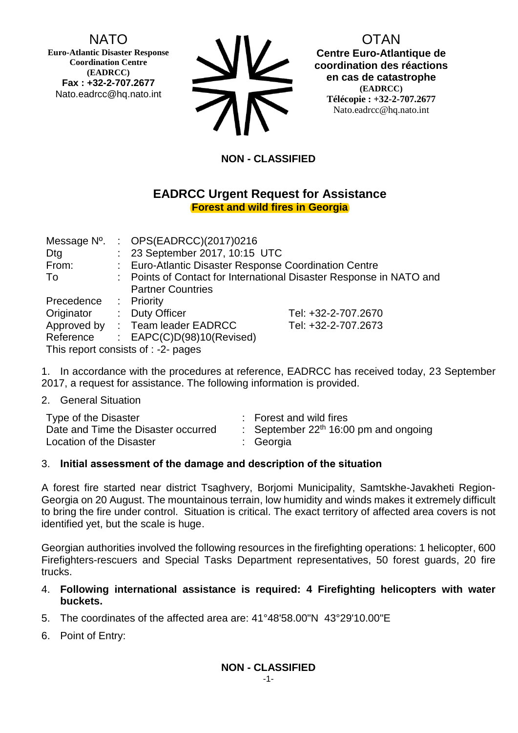NATO
**Euro-Atlantic Disaster Response Coordination Centre (EADRCC)**
**Fax : +32-2-707.2677**
Nato.eadrcc@hq.nato.int

OTAN
**Centre Euro-Atlantique de coordination des réactions en cas de catastrophe (EADRCC)**
**Télécopie : +32-2-707.2677**
Nato.eadrcc@hq.nato.int

**NON - CLASSIFIED**

# EADRCC Urgent Request for Assistance

## Forest and wild fires in Georgia

| | | | |
|---|---|---|---|
| Message Nº. | : | OPS(EADRCC)(2017)0216 | |
| Dtg | : | 23 September 2017, 10:15 UTC | |
| From: | : | Euro-Atlantic Disaster Response Coordination Centre | |
| To | : | Points of Contact for International Disaster Response in NATO and Partner Countries | |
| Precedence | : | Priority | |
| Originator | : | Duty Officer | Tel: +32-2-707.2670 |
| Approved by | : | Team leader EADRCC | Tel: +32-2-707.2673 |
| Reference | : | EAPC(C)D(98)10(Revised) | |

This report consists of : -2- pages

1. In accordance with the procedures at reference, EADRCC has received today, 23 September 2017, a request for assistance. The following information is provided.

2. General Situation

| | | |
|---|---|---|
| Type of the Disaster | : | Forest and wild fires |
| Date and Time the Disaster occurred | : | September 22$^{th}$ 16:00 pm and ongoing |
| Location of the Disaster | : | Georgia |

3. **Initial assessment of the damage and description of the situation**

A forest fire started near district Tsaghvery, Borjomi Municipality, Samtskhe-Javakheti Region-Georgia on 20 August. The mountainous terrain, low humidity and winds makes it extremely difficult to bring the fire under control. Situation is critical. The exact territory of affected area covers is not identified yet, but the scale is huge.

Georgian authorities involved the following resources in the firefighting operations: 1 helicopter, 600 Firefighters-rescuers and Special Tasks Department representatives, 50 forest guards, 20 fire trucks.

4. **Following international assistance is required: 4 Firefighting helicopters with water buckets.**

5. The coordinates of the affected area are: 41°48'58.00"N 43°29'10.00"E

6. Point of Entry:

**NON - CLASSIFIED**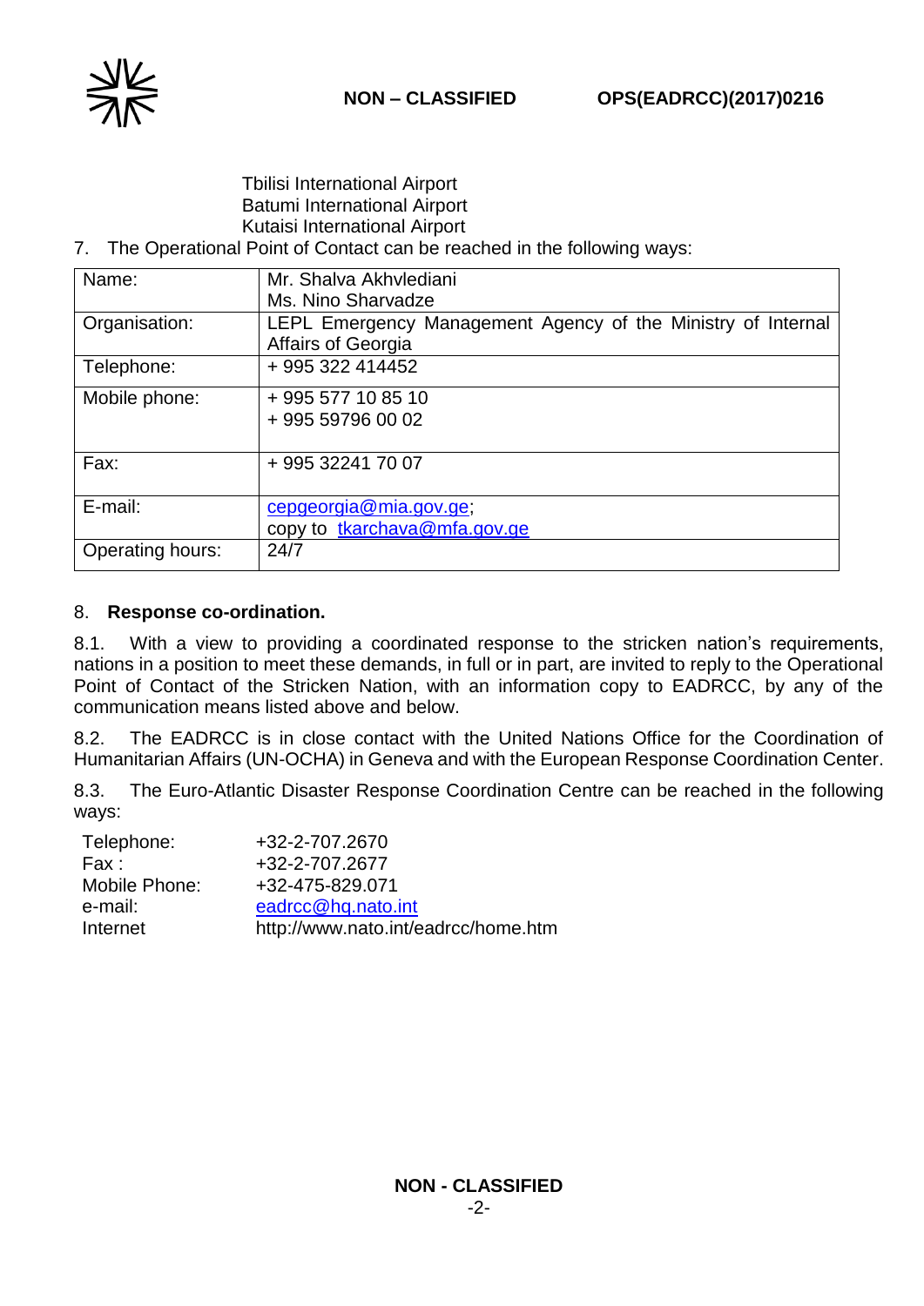Tbilisi International Airport
Batumi International Airport
Kutaisi International Airport

7. The Operational Point of Contact can be reached in the following ways:

| | |
|---|---|
| Name: | Mr. Shalva Akhvlediani<br>Ms. Nino Sharvadze |
| Organisation: | LEPL Emergency Management Agency of the Ministry of Internal Affairs of Georgia |
| Telephone: | + 995 322 414452 |
| Mobile phone: | + 995 577 10 85 10<br>+ 995 59796 00 02 |
| Fax: | + 995 32241 70 07 |
| E-mail: | cepgeorgia@mia.gov.ge;<br>copy to tkarchava@mfa.gov.ge |
| Operating hours: | 24/7 |

8. **Response co-ordination.**

8.1. With a view to providing a coordinated response to the stricken nation's requirements, nations in a position to meet these demands, in full or in part, are invited to reply to the Operational Point of Contact of the Stricken Nation, with an information copy to EADRCC, by any of the communication means listed above and below.

8.2. The EADRCC is in close contact with the United Nations Office for the Coordination of Humanitarian Affairs (UN-OCHA) in Geneva and with the European Response Coordination Center.

8.3. The Euro-Atlantic Disaster Response Coordination Centre can be reached in the following ways:

| | |
|---|---|
| Telephone: | +32-2-707.2670 |
| Fax : | +32-2-707.2677 |
| Mobile Phone: | +32-475-829.071 |
| e-mail: | eadrcc@hq.nato.int |
| Internet | http://www.nato.int/eadrcc/home.htm |